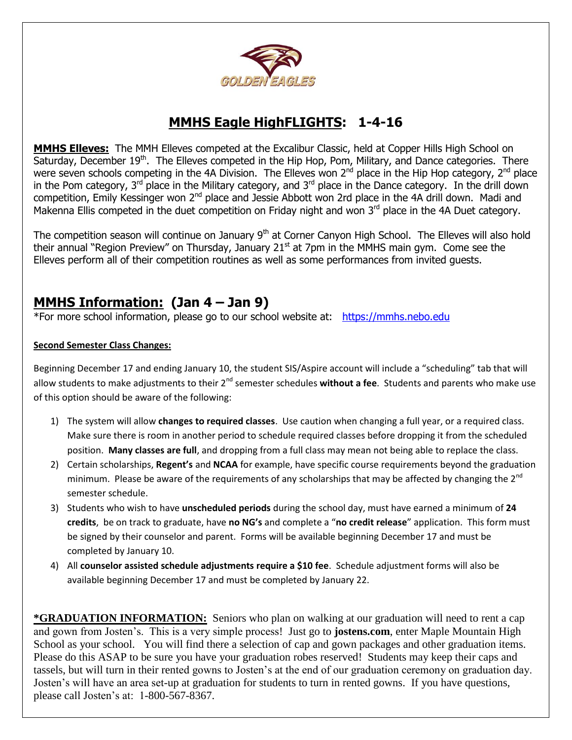GOLDEN EAGLES

# MMHS Eagle HighFLIGHTS: 1-4-16

**MMHS Elleves:** The MMH Elleves competed at the Excalibur Classic, held at Copper Hills High School on Saturday, December 19th. The Elleves competed in the Hip Hop, Pom, Military, and Dance categories. There were seven schools competing in the 4A Division. The Elleves won 2nd place in the Hip Hop category, 2nd place in the Pom category, 3rd place in the Military category, and 3rd place in the Dance category. In the drill down competition, Emily Kessinger won 2nd place and Jessie Abbott won 2rd place in the 4A drill down. Madi and Makenna Ellis competed in the duet competition on Friday night and won 3rd place in the 4A Duet category.

The competition season will continue on January 9th at Corner Canyon High School. The Elleves will also hold their annual "Region Preview" on Thursday, January 21st at 7pm in the MMHS main gym. Come see the Elleves perform all of their competition routines as well as some performances from invited guests.

## MMHS Information: (Jan 4 – Jan 9)

*For more school information, please go to our school website at: https://mmhs.nebo.edu

**Second Semester Class Changes:**

Beginning December 17 and ending January 10, the student SIS/Aspire account will include a "scheduling" tab that will allow students to make adjustments to their 2nd semester schedules **without a fee**. Students and parents who make use of this option should be aware of the following:

1) The system will allow **changes to required classes**. Use caution when changing a full year, or a required class. Make sure there is room in another period to schedule required classes before dropping it from the scheduled position. **Many classes are full**, and dropping from a full class may mean not being able to replace the class.
2) Certain scholarships, **Regent's** and **NCAA** for example, have specific course requirements beyond the graduation minimum. Please be aware of the requirements of any scholarships that may be affected by changing the 2nd semester schedule.
3) Students who wish to have **unscheduled periods** during the school day, must have earned a minimum of **24 credits**, be on track to graduate, have **no NG's** and complete a "**no credit release**" application. This form must be signed by their counselor and parent. Forms will be available beginning December 17 and must be completed by January 10.
4) All **counselor assisted schedule adjustments require a $10 fee**. Schedule adjustment forms will also be available beginning December 17 and must be completed by January 22.

***GRADUATION INFORMATION:** Seniors who plan on walking at our graduation will need to rent a cap and gown from Josten's. This is a very simple process! Just go to **jostens.com**, enter Maple Mountain High School as your school. You will find there a selection of cap and gown packages and other graduation items. Please do this ASAP to be sure you have your graduation robes reserved! Students may keep their caps and tassels, but will turn in their rented gowns to Josten's at the end of our graduation ceremony on graduation day. Josten's will have an area set-up at graduation for students to turn in rented gowns. If you have questions, please call Josten's at: 1-800-567-8367.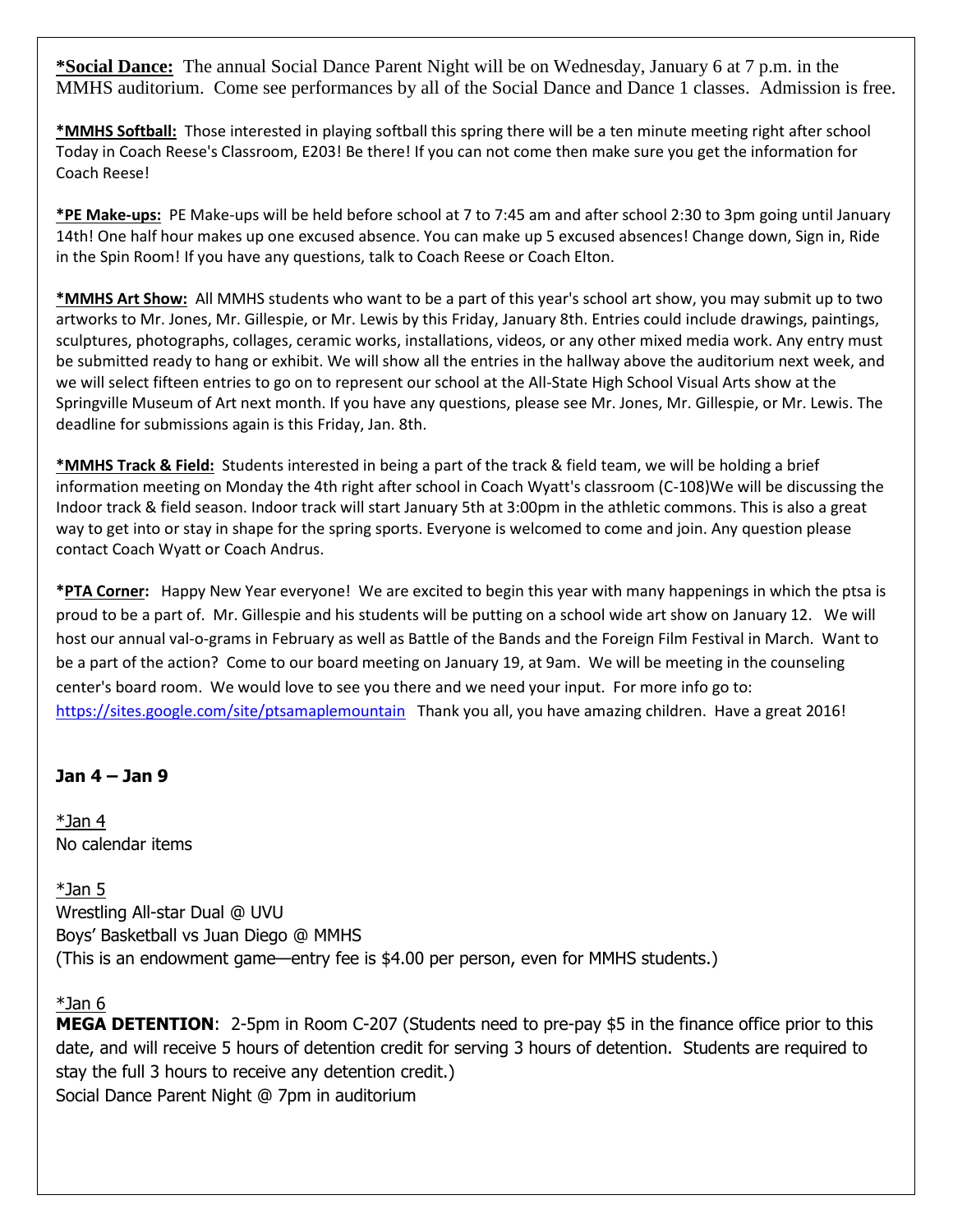**\*Social Dance:** The annual Social Dance Parent Night will be on Wednesday, January 6 at 7 p.m. in the MMHS auditorium. Come see performances by all of the Social Dance and Dance 1 classes. Admission is free.

**\*MMHS Softball:** Those interested in playing softball this spring there will be a ten minute meeting right after school Today in Coach Reese's Classroom, E203! Be there! If you can not come then make sure you get the information for Coach Reese!

**\*PE Make-ups:** PE Make-ups will be held before school at 7 to 7:45 am and after school 2:30 to 3pm going until January 14th! One half hour makes up one excused absence. You can make up 5 excused absences! Change down, Sign in, Ride in the Spin Room! If you have any questions, talk to Coach Reese or Coach Elton.

**\*MMHS Art Show:** All MMHS students who want to be a part of this year's school art show, you may submit up to two artworks to Mr. Jones, Mr. Gillespie, or Mr. Lewis by this Friday, January 8th. Entries could include drawings, paintings, sculptures, photographs, collages, ceramic works, installations, videos, or any other mixed media work. Any entry must be submitted ready to hang or exhibit. We will show all the entries in the hallway above the auditorium next week, and we will select fifteen entries to go on to represent our school at the All-State High School Visual Arts show at the Springville Museum of Art next month. If you have any questions, please see Mr. Jones, Mr. Gillespie, or Mr. Lewis. The deadline for submissions again is this Friday, Jan. 8th.

**\*MMHS Track & Field:** Students interested in being a part of the track & field team, we will be holding a brief information meeting on Monday the 4th right after school in Coach Wyatt's classroom (C-108)We will be discussing the Indoor track & field season. Indoor track will start January 5th at 3:00pm in the athletic commons. This is also a great way to get into or stay in shape for the spring sports. Everyone is welcomed to come and join. Any question please contact Coach Wyatt or Coach Andrus.

**\*PTA Corner:** Happy New Year everyone! We are excited to begin this year with many happenings in which the ptsa is proud to be a part of. Mr. Gillespie and his students will be putting on a school wide art show on January 12. We will host our annual val-o-grams in February as well as Battle of the Bands and the Foreign Film Festival in March. Want to be a part of the action? Come to our board meeting on January 19, at 9am. We will be meeting in the counseling center's board room. We would love to see you there and we need your input. For more info go to: https://sites.google.com/site/ptsamaplemountain Thank you all, you have amazing children. Have a great 2016!

### Jan 4 – Jan 9

*Jan 4
No calendar items

*Jan 5
Wrestling All-star Dual @ UVU
Boys' Basketball vs Juan Diego @ MMHS
(This is an endowment game—entry fee is $4.00 per person, even for MMHS students.)

*Jan 6
**MEGA DETENTION**: 2-5pm in Room C-207 (Students need to pre-pay $5 in the finance office prior to this date, and will receive 5 hours of detention credit for serving 3 hours of detention. Students are required to stay the full 3 hours to receive any detention credit.)
Social Dance Parent Night @ 7pm in auditorium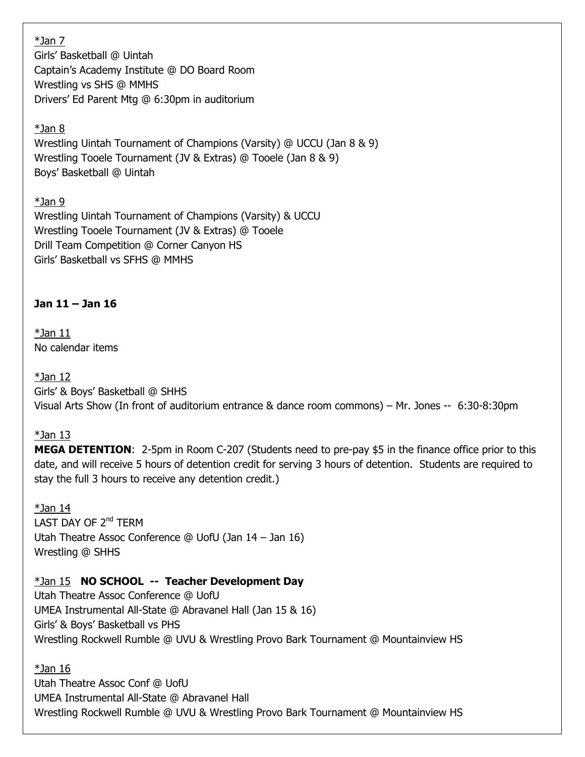<u>*Jan 7</u>
Girls' Basketball @ Uintah
Captain's Academy Institute @ DO Board Room
Wrestling vs SHS @ MMHS
Drivers' Ed Parent Mtg @ 6:30pm in auditorium

<u>*Jan 8</u>
Wrestling Uintah Tournament of Champions (Varsity) @ UCCU (Jan 8 & 9)
Wrestling Tooele Tournament (JV & Extras) @ Tooele (Jan 8 & 9)
Boys' Basketball @ Uintah

<u>*Jan 9</u>
Wrestling Uintah Tournament of Champions (Varsity) & UCCU
Wrestling Tooele Tournament (JV & Extras) @ Tooele
Drill Team Competition @ Corner Canyon HS
Girls' Basketball vs SFHS @ MMHS

**Jan 11 – Jan 16**

<u>*Jan 11</u>
No calendar items

<u>*Jan 12</u>
Girls' & Boys' Basketball @ SHHS
Visual Arts Show (In front of auditorium entrance & dance room commons) – Mr. Jones -- 6:30-8:30pm

<u>*Jan 13</u>
**MEGA DETENTION**: 2-5pm in Room C-207 (Students need to pre-pay $5 in the finance office prior to this date, and will receive 5 hours of detention credit for serving 3 hours of detention. Students are required to stay the full 3 hours to receive any detention credit.)

<u>*Jan 14</u>
LAST DAY OF 2nd TERM
Utah Theatre Assoc Conference @ UofU (Jan 14 – Jan 16)
Wrestling @ SHHS

<u>*Jan 15</u> **NO SCHOOL -- Teacher Development Day**
Utah Theatre Assoc Conference @ UofU
UMEA Instrumental All-State @ Abravanel Hall (Jan 15 & 16)
Girls' & Boys' Basketball vs PHS
Wrestling Rockwell Rumble @ UVU & Wrestling Provo Bark Tournament @ Mountainview HS

<u>*Jan 16</u>
Utah Theatre Assoc Conf @ UofU
UMEA Instrumental All-State @ Abravanel Hall
Wrestling Rockwell Rumble @ UVU & Wrestling Provo Bark Tournament @ Mountainview HS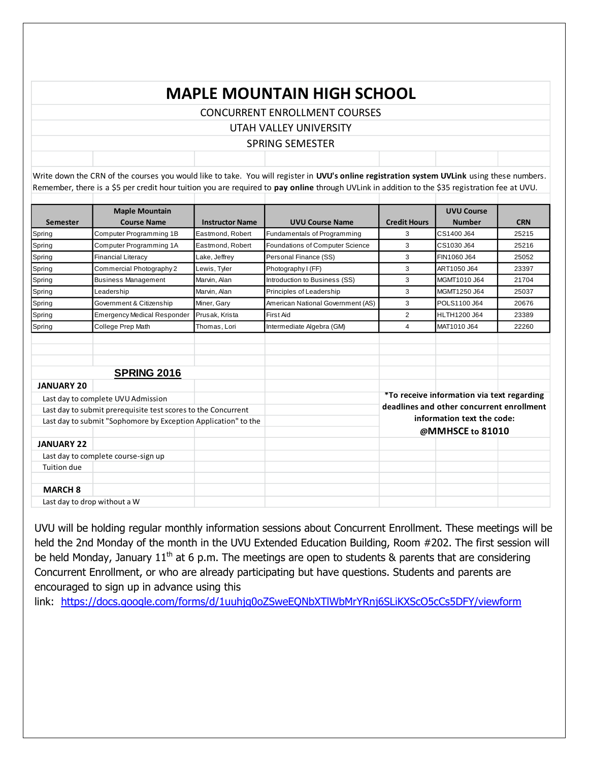# MAPLE MOUNTAIN HIGH SCHOOL

CONCURRENT ENROLLMENT COURSES

UTAH VALLEY UNIVERSITY

SPRING SEMESTER

Write down the CRN of the courses you would like to take. You will register in **UVU's online registration system UVLink** using these numbers. Remember, there is a $5 per credit hour tuition you are required to **pay online** through UVLink in addition to the $35 registration fee at UVU.

| Semester | Maple Mountain Course Name | Instructor Name | UVU Course Name | Credit Hours | UVU Course Number | CRN |
|---|---|---|---|---|---|---|
| Spring | Computer Programming 1B | Eastmond, Robert | Fundamentals of Programming | 3 | CS1400 J64 | 25215 |
| Spring | Computer Programming 1A | Eastmond, Robert | Foundations of Computer Science | 3 | CS1030 J64 | 25216 |
| Spring | Financial Literacy | Lake, Jeffrey | Personal Finance (SS) | 3 | FIN1060 J64 | 25052 |
| Spring | Commercial Photography 2 | Lewis, Tyler | Photography I (FF) | 3 | ART1050 J64 | 23397 |
| Spring | Business Management | Marvin, Alan | Introduction to Business (SS) | 3 | MGMT1010 J64 | 21704 |
| Spring | Leadership | Marvin, Alan | Principles of Leadership | 3 | MGMT1250 J64 | 25037 |
| Spring | Government & Citizenship | Miner, Gary | American National Government (AS) | 3 | POLS1100 J64 | 20676 |
| Spring | Emergency Medical Responder | Prusak, Krista | First Aid | 2 | HLTH1200 J64 | 23389 |
| Spring | College Prep Math | Thomas, Lori | Intermediate Algebra (GM) | 4 | MAT1010 J64 | 22260 |

## SPRING 2016

**JANUARY 20**

- Last day to complete UVU Admission
- Last day to submit prerequisite test scores to the Concurrent
- Last day to submit "Sophomore by Exception Application" to the

**JANUARY 22**

- Last day to complete course-sign up
- Tuition due

**MARCH 8**

- Last day to drop without a W

**\*To receive information via text regarding deadlines and other concurrent enrollment information text the code: @MMHSCE to 81010**

UVU will be holding regular monthly information sessions about Concurrent Enrollment. These meetings will be held the 2nd Monday of the month in the UVU Extended Education Building, Room #202. The first session will be held Monday, January 11th at 6 p.m. The meetings are open to students & parents that are considering Concurrent Enrollment, or who are already participating but have questions. Students and parents are encouraged to sign up in advance using this link: https://docs.google.com/forms/d/1uuhjq0oZSweEQNbXTlWbMrYRnj6SLiKXScO5cCs5DFY/viewform